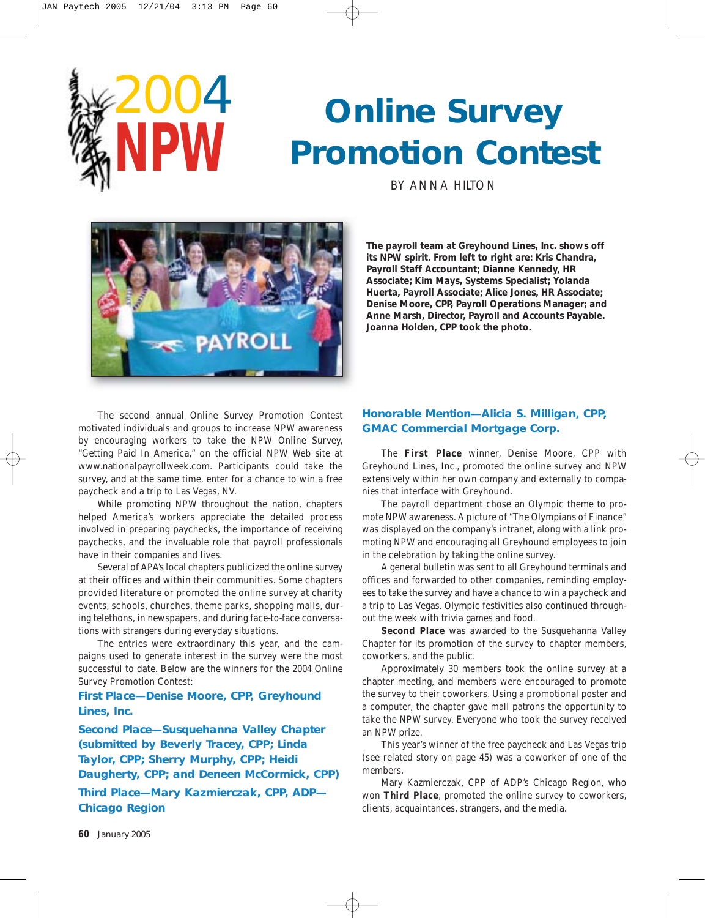2004 NPW

# Online Survey Promotion Contest

BY ANNA HILTON

**The payroll team at Greyhound Lines, Inc. shows off its NPW spirit. From left to right are: Kris Chandra, Payroll Staff Accountant; Dianne Kennedy, HR Associate; Kim Mays, Systems Specialist; Yolanda Huerta, Payroll Associate; Alice Jones, HR Associate; Denise Moore, CPP, Payroll Operations Manager; and Anne Marsh, Director, Payroll and Accounts Payable. Joanna Holden, CPP took the photo.**

The second annual Online Survey Promotion Contest motivated individuals and groups to increase NPW awareness by encouraging workers to take the NPW Online Survey, "Getting Paid In America," on the official NPW Web site at www.nationalpayrollweek.com. Participants could take the survey, and at the same time, enter for a chance to win a free paycheck and a trip to Las Vegas, NV.

While promoting NPW throughout the nation, chapters helped America's workers appreciate the detailed process involved in preparing paychecks, the importance of receiving paychecks, and the invaluable role that payroll professionals have in their companies and lives.

Several of APA's local chapters publicized the online survey at their offices and within their communities. Some chapters provided literature or promoted the online survey at charity events, schools, churches, theme parks, shopping malls, during telethons, in newspapers, and during face-to-face conversations with strangers during everyday situations.

The entries were extraordinary this year, and the campaigns used to generate interest in the survey were the most successful to date. Below are the winners for the 2004 Online Survey Promotion Contest:

### First Place—Denise Moore, CPP, Greyhound Lines, Inc.

### Second Place—Susquehanna Valley Chapter (submitted by Beverly Tracey, CPP; Linda Taylor, CPP; Sherry Murphy, CPP; Heidi Daugherty, CPP; and Deneen McCormick, CPP)

### Third Place—Mary Kazmierczak, CPP, ADP—Chicago Region

### Honorable Mention—Alicia S. Milligan, CPP, GMAC Commercial Mortgage Corp.

The **First Place** winner, Denise Moore, CPP with Greyhound Lines, Inc., promoted the online survey and NPW extensively within her own company and externally to companies that interface with Greyhound.

The payroll department chose an Olympic theme to promote NPW awareness. A picture of "The Olympians of Finance" was displayed on the company's intranet, along with a link promoting NPW and encouraging all Greyhound employees to join in the celebration by taking the online survey.

A general bulletin was sent to all Greyhound terminals and offices and forwarded to other companies, reminding employees to take the survey and have a chance to win a paycheck and a trip to Las Vegas. Olympic festivities also continued throughout the week with trivia games and food.

**Second Place** was awarded to the Susquehanna Valley Chapter for its promotion of the survey to chapter members, coworkers, and the public.

Approximately 30 members took the online survey at a chapter meeting, and members were encouraged to promote the survey to their coworkers. Using a promotional poster and a computer, the chapter gave mall patrons the opportunity to take the NPW survey. Everyone who took the survey received an NPW prize.

This year's winner of the free paycheck and Las Vegas trip (see related story on page 45) was a coworker of one of the members.

Mary Kazmierczak, CPP of ADP's Chicago Region, who won **Third Place**, promoted the online survey to coworkers, clients, acquaintances, strangers, and the media.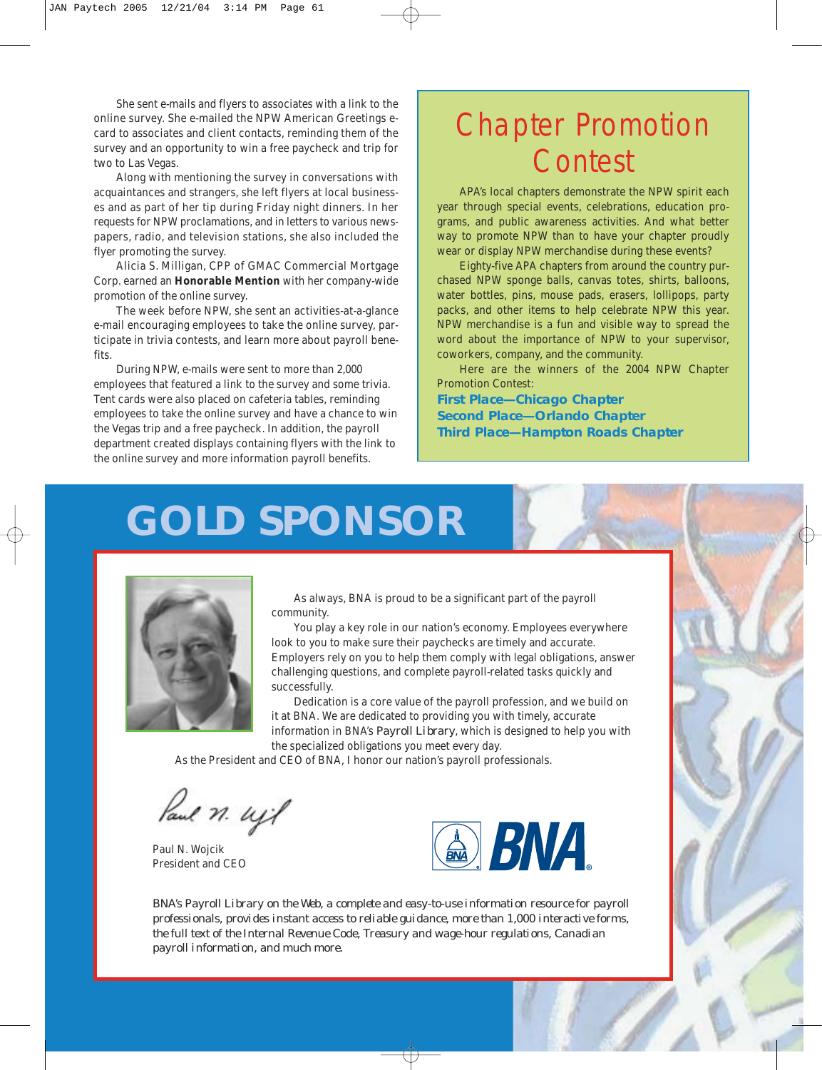She sent e-mails and flyers to associates with a link to the online survey. She e-mailed the NPW American Greetings e-card to associates and client contacts, reminding them of the survey and an opportunity to win a free paycheck and trip for two to Las Vegas.

Along with mentioning the survey in conversations with acquaintances and strangers, she left flyers at local businesses and as part of her tip during Friday night dinners. In her requests for NPW proclamations, and in letters to various newspapers, radio, and television stations, she also included the flyer promoting the survey.

Alicia S. Milligan, CPP of GMAC Commercial Mortgage Corp. earned an **Honorable Mention** with her company-wide promotion of the online survey.

The week before NPW, she sent an activities-at-a-glance e-mail encouraging employees to take the online survey, participate in trivia contests, and learn more about payroll benefits.

During NPW, e-mails were sent to more than 2,000 employees that featured a link to the survey and some trivia. Tent cards were also placed on cafeteria tables, reminding employees to take the online survey and have a chance to win the Vegas trip and a free paycheck. In addition, the payroll department created displays containing flyers with the link to the online survey and more information payroll benefits.

## Chapter Promotion Contest

APA's local chapters demonstrate the NPW spirit each year through special events, celebrations, education programs, and public awareness activities. And what better way to promote NPW than to have your chapter proudly wear or display NPW merchandise during these events?

Eighty-five APA chapters from around the country purchased NPW sponge balls, canvas totes, shirts, balloons, water bottles, pins, mouse pads, erasers, lollipops, party packs, and other items to help celebrate NPW this year. NPW merchandise is a fun and visible way to spread the word about the importance of NPW to your supervisor, coworkers, company, and the community.

Here are the winners of the 2004 NPW Chapter Promotion Contest:

**First Place—Chicago Chapter**
**Second Place—Orlando Chapter**
**Third Place—Hampton Roads Chapter**

# GOLD SPONSOR

As always, BNA is proud to be a significant part of the payroll community.

You play a key role in our nation's economy. Employees everywhere look to you to make sure their paychecks are timely and accurate. Employers rely on you to help them comply with legal obligations, answer challenging questions, and complete payroll-related tasks quickly and successfully.

Dedication is a core value of the payroll profession, and we build on it at BNA. We are dedicated to providing you with timely, accurate information in BNA's Payroll Library, which is designed to help you with the specialized obligations you meet every day.

As the President and CEO of BNA, I honor our nation's payroll professionals.

Paul N. Wojcik
President and CEO

BNA

BNA's Payroll Library on the Web, a complete and easy-to-use information resource for payroll professionals, provides instant access to reliable guidance, more than 1,000 interactive forms, the full text of the Internal Revenue Code, Treasury and wage-hour regulations, Canadian payroll information, and much more.